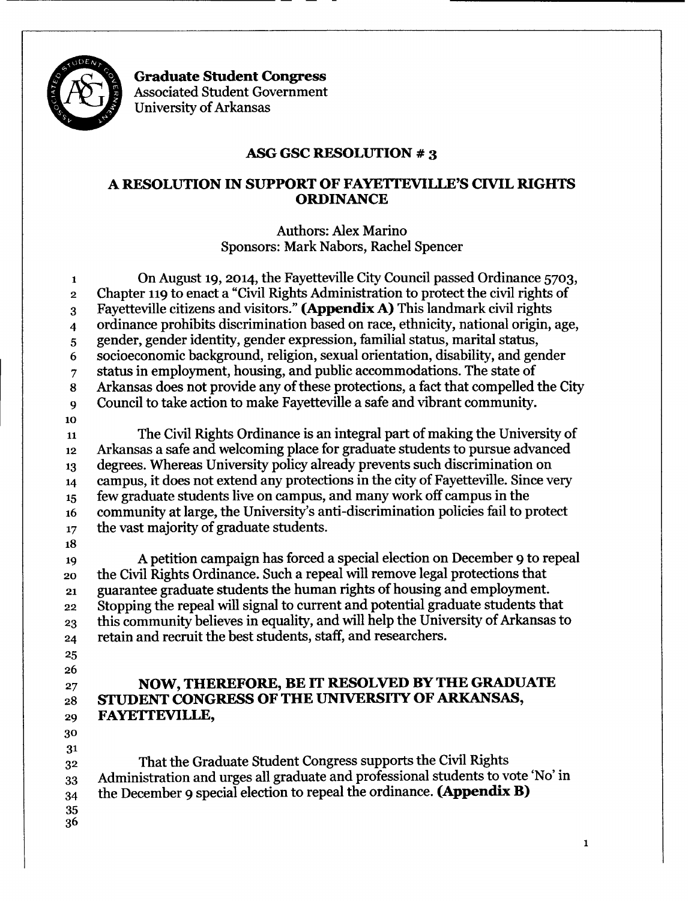**Graduate Student Congress**
Associated Student Government
University of Arkansas

## ASG GSC RESOLUTION # 3

## A RESOLUTION IN SUPPORT OF FAYETTEVILLE'S CIVIL RIGHTS ORDINANCE

Authors: Alex Marino
Sponsors: Mark Nabors, Rachel Spencer

On August 19, 2014, the Fayetteville City Council passed Ordinance 5703, Chapter 119 to enact a "Civil Rights Administration to protect the civil rights of Fayetteville citizens and visitors." **(Appendix A)** This landmark civil rights ordinance prohibits discrimination based on race, ethnicity, national origin, age, gender, gender identity, gender expression, familial status, marital status, socioeconomic background, religion, sexual orientation, disability, and gender status in employment, housing, and public accommodations. The state of Arkansas does not provide any of these protections, a fact that compelled the City Council to take action to make Fayetteville a safe and vibrant community.

The Civil Rights Ordinance is an integral part of making the University of Arkansas a safe and welcoming place for graduate students to pursue advanced degrees. Whereas University policy already prevents such discrimination on campus, it does not extend any protections in the city of Fayetteville. Since very few graduate students live on campus, and many work off campus in the community at large, the University's anti-discrimination policies fail to protect the vast majority of graduate students.

A petition campaign has forced a special election on December 9 to repeal the Civil Rights Ordinance. Such a repeal will remove legal protections that guarantee graduate students the human rights of housing and employment. Stopping the repeal will signal to current and potential graduate students that this community believes in equality, and will help the University of Arkansas to retain and recruit the best students, staff, and researchers.

**NOW, THEREFORE, BE IT RESOLVED BY THE GRADUATE STUDENT CONGRESS OF THE UNIVERSITY OF ARKANSAS, FAYETTEVILLE,**

That the Graduate Student Congress supports the Civil Rights Administration and urges all graduate and professional students to vote 'No' in the December 9 special election to repeal the ordinance. **(Appendix B)**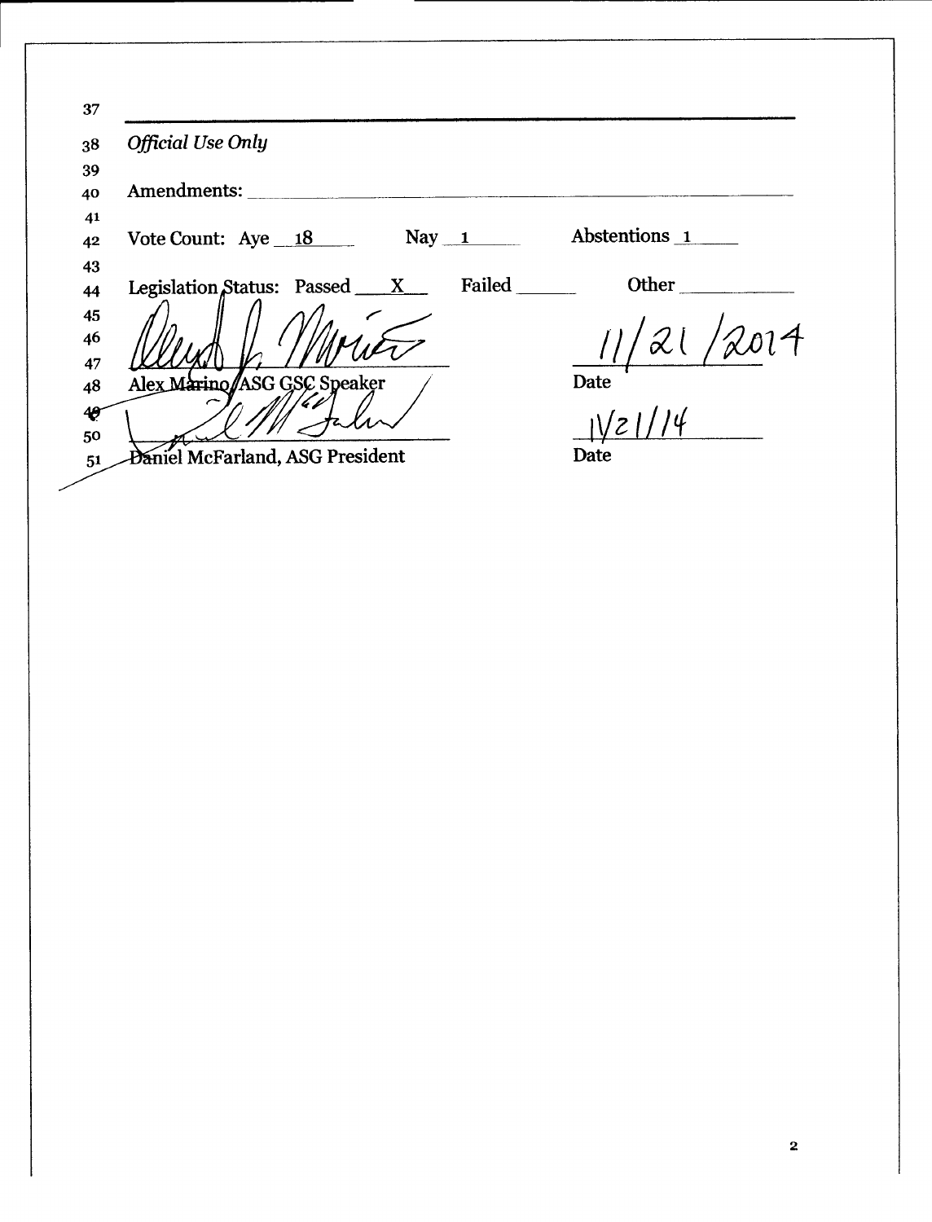*Official Use Only*

Amendments: \_\_\_\_\_\_\_\_\_\_\_\_\_\_\_\_\_\_\_\_\_\_\_\_\_\_\_\_\_\_\_\_\_\_\_\_\_\_\_\_

Vote Count: Aye 18 Nay 1 Abstentions 1

Legislation Status: Passed X Failed \_\_\_\_\_\_ Other \_\_\_\_\_\_

\_\_\_\_\_\_\_\_\_\_\_\_\_\_\_\_\_\_\_\_\_\_\_\_\_\_\_\_\_\_ 11/21/2014

Alex Marino, ASG GSC Speaker Date

\_\_\_\_\_\_\_\_\_\_\_\_\_\_\_\_\_\_\_\_\_\_\_\_\_\_\_\_\_\_ 11/21/14

Daniel McFarland, ASG President Date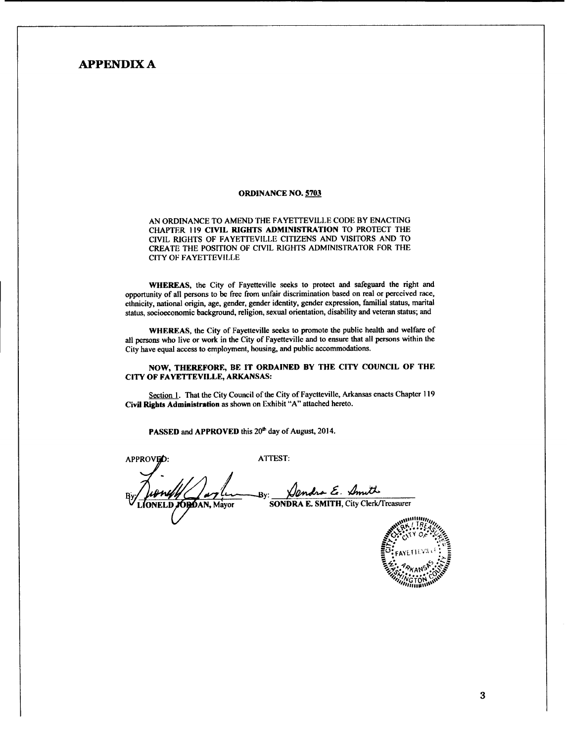# APPENDIX A

**ORDINANCE NO. 5703**

AN ORDINANCE TO AMEND THE FAYETTEVILLE CODE BY ENACTING CHAPTER 119 **CIVIL RIGHTS ADMINISTRATION** TO PROTECT THE CIVIL RIGHTS OF FAYETTEVILLE CITIZENS AND VISITORS AND TO CREATE THE POSITION OF CIVIL RIGHTS ADMINISTRATOR FOR THE CITY OF FAYETTEVILLE

**WHEREAS**, the City of Fayetteville seeks to protect and safeguard the right and opportunity of all persons to be free from unfair discrimination based on real or perceived race, ethnicity, national origin, age, gender, gender identity, gender expression, familial status, marital status, socioeconomic background, religion, sexual orientation, disability and veteran status; and

**WHEREAS**, the City of Fayetteville seeks to promote the public health and welfare of all persons who live or work in the City of Fayetteville and to ensure that all persons within the City have equal access to employment, housing, and public accommodations.

**NOW, THEREFORE, BE IT ORDAINED BY THE CITY COUNCIL OF THE CITY OF FAYETTEVILLE, ARKANSAS:**

Section 1. That the City Council of the City of Fayetteville, Arkansas enacts Chapter 119 **Civil Rights Administration** as shown on Exhibit "A" attached hereto.

**PASSED** and **APPROVED** this 20th day of August, 2014.

APPROVED:

By: LIONELD JORDAN, Mayor

ATTEST:

By: SONDRA E. SMITH, City Clerk/Treasurer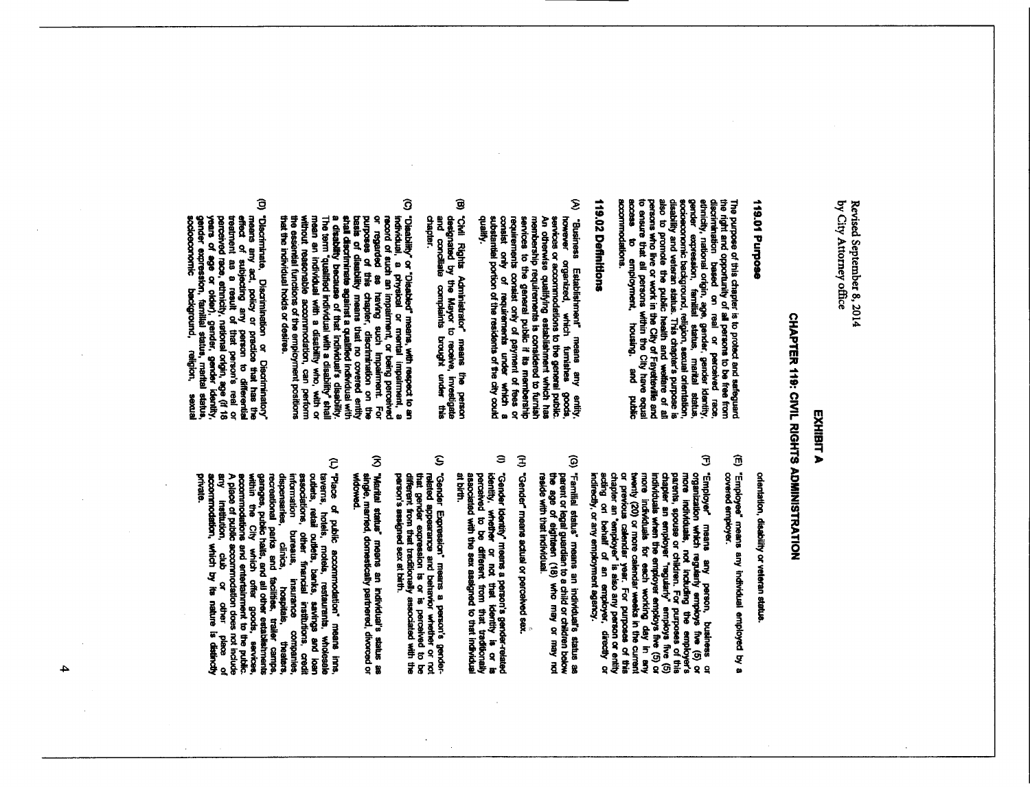Revised September 8, 2014
by City Attorney office

# EXHIBIT A

# CHAPTER 119: CIVIL RIGHTS ADMINISTRATION

## 119.01 Purpose

The purpose of this chapter is to protect and safeguard the right and opportunity of all persons to be free from discrimination based on real or perceived race, ethnicity, national origin, age, gender, gender identity, gender expression, familial status, marital status, socioeconomic background, religion, sexual orientation, disability and veteran status. This chapter's purpose is also to promote the public health and welfare of all persons who live or work in the City of Fayetteville and to ensure that all persons within the City have equal access to employment, housing, and public accommodations.

## 119.02 Definitions

(A) "Business Establishment" means any entity, however organized, which furnishes goods, services or accommodations to the general public. An otherwise qualifying establishment which has membership requirements is considered to furnish services to the general public if its membership requirements consist only of payment of fees or consist only of requirements under which a substantial portion of the residents of the city could qualify.

(B) "Civil Rights Administrator" means the person designated by the Mayor to receive, investigate and conciliate complaints brought under this chapter.

(C) "Disability" or "Disabled" means, with respect to an individual, a physical or mental impairment, a record of such an impairment, or being perceived or regarded as having such impairment. For purposes of this chapter, discrimination on the basis of disability means that no covered entity shall discriminate against a qualified individual with a disability because of that individual's disability. The term "qualified individual with a disability" shall mean an individual with a disability who, with or without reasonable accommodation, can perform the essential functions of the employment positions that the individual holds or desires.

(D) "Discriminate, Discrimination or Discriminatory" means any act, policy or practice that has the effect of subjecting any person to differential treatment as a result of that person's real or perceived race, ethnicity, national origin, age (if 18 years of age or older), gender, gender identity, gender expression, familial status, marital status, socioeconomic background, religion, sexual orientation, disability or veteran status.

(E) "Employee" means any individual employed by a covered employer.

(F) "Employer" means any person, business or organization which regularly employs five (5) or more individuals, not including the employer's parents, spouse or children. For purposes of this chapter an employer "regularly" employs five (5) individuals when the employer employs five (5) or more individuals for each working day in any twenty (20) or more calendar weeks in the current or previous calendar year. For purposes of this chapter an "employer" is also any person or entity acting on behalf of an employer, directly or indirectly, or any employment agency.

(G) "Familial status" means an individual's status as parent or legal guardian to a child or children below the age of eighteen (18) who may or may not reside with that individual.

(H) "Gender" means actual or perceived sex.

(I) "Gender Identity" means a person's gender-related identity, whether or not that identity is or is perceived to be different from that traditionally associated with the sex assigned to that individual at birth.

(J) "Gender Expression" means a person's gender-related appearance and behavior whether or not that gender expression is or is perceived to be different from that traditionally associated with the person's assigned sex at birth.

(K) "Marital status" means an individual's status as single, married, domestically partnered, divorced or widowed.

(L) "Place of public accommodation" means inns, taverns, hotels, motels, restaurants, wholesale outlets, retail outlets, banks, savings and loan associations, other financial institutions, credit information bureaus, insurance companies, dispensaries, clinics, hospitals, theaters, recreational parks and facilities, trailer camps, garages, public halls, and all other establishments within the City which offer goods, services, accommodations and entertainment to the public. A place of public accommodation does not include any institution, club or other place of accommodation, which by its nature is distinctly private.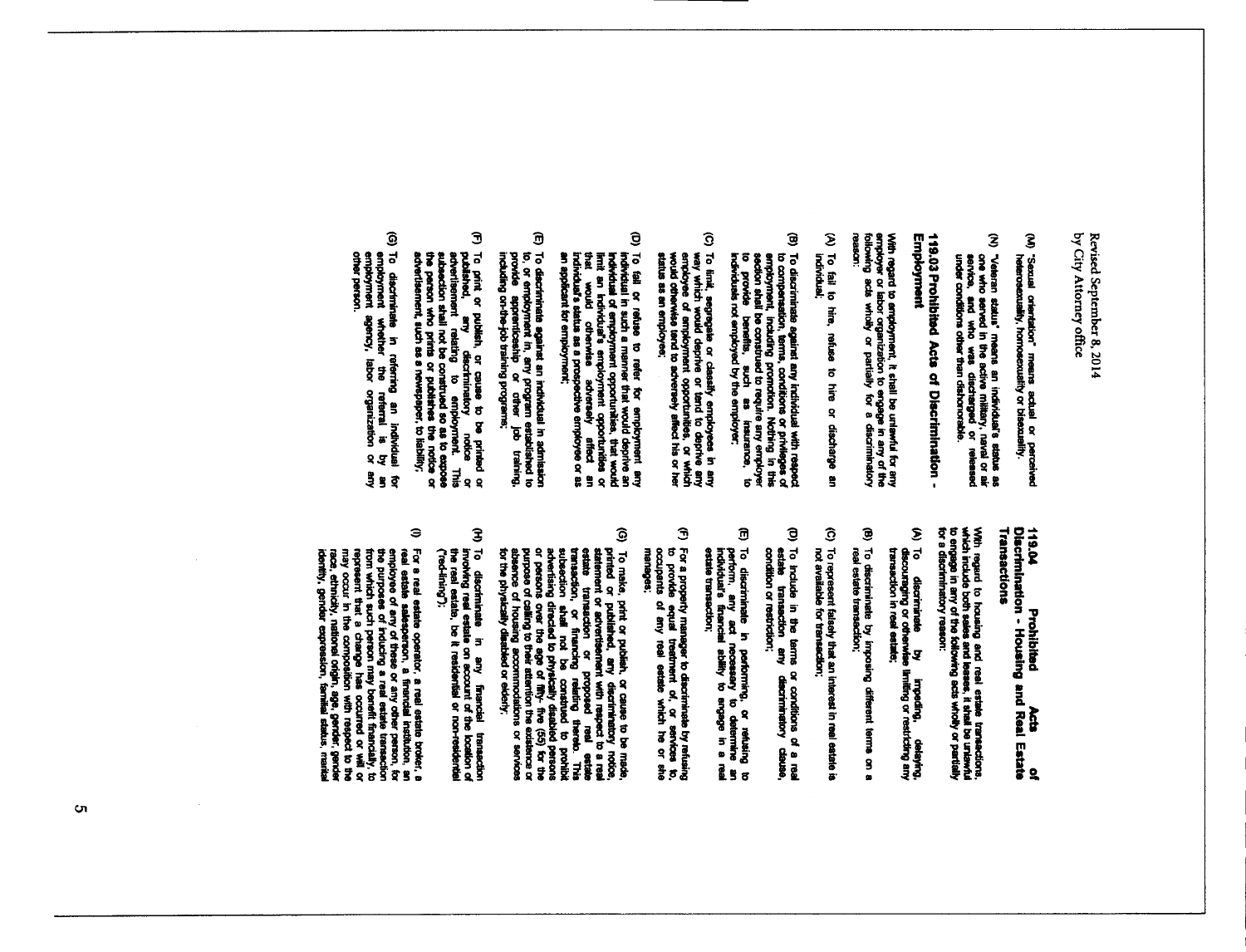Revised September 8, 2014
by City Attorney office

(M) "Sexual orientation" means actual or perceived heterosexuality, homosexuality or bisexuality.

(N) "Veteran status" means an individual's status as one who served in the active military, naval or air service, and who was discharged or released under conditions other than dishonorable.

## 119.03 Prohibited Acts of Discrimination - Employment

With regard to employment, it shall be unlawful for any employer or labor organization to engage in any of the following acts wholly or partially for a discriminatory reason:

(A) To fail to hire, refuse to hire or discharge an individual;

(B) To discriminate against any individual with respect to compensation, terms, conditions or privileges of employment, including promotion. Nothing in this section shall be construed to require any employer to provide benefits, such as insurance, to individuals not employed by the employer;

(C) To limit, segregate or classify employees in any way which would deprive or tend to deprive any employee of employment opportunities, or which would otherwise tend to adversely affect his or her status as an employee;

(D) To fail or refuse to refer for employment any individual in such a manner that would deprive an individual of employment opportunities, that would limit an individual's employment opportunities or that would otherwise adversely affect an individual's status as a prospective employee or as an applicant for employment;

(E) To discriminate against an individual in admission to, or employment in, any program established to provide apprenticeship or other job training, including on-the-job training programs;

(F) To print or publish, or cause to be printed or published, any discriminatory notice or advertisement relating to employment. This subsection shall not be construed so as to expose the person who prints or publishes the notice or advertisement, such as a newspaper, to liability;

(G) To discriminate in referring an individual for employment whether the referral is by an employment agency, labor organization or any other person.

## 119.04 Prohibited Acts of Discrimination - Housing and Real Estate Transactions

With regard to housing and real estate transactions, which include both sales and leases, it shall be unlawful to engage in any of the following acts wholly or partially for a discriminatory reason:

(A) To discriminate by impeding, delaying, discouraging or otherwise limiting or restricting any transaction in real estate;

(B) To discriminate by imposing different terms on a real estate transaction;

(C) To represent falsely that an interest in real estate is not available for transaction;

(D) To include in the terms or conditions of a real estate transaction any discriminatory clause, condition or restriction;

(E) To discriminate in performing, or refusing to perform, any act necessary to determine an individual's financial ability to engage in a real estate transaction;

(F) For a property manager to discriminate by refusing to provide equal treatment of, or services to, occupants of any real estate which he or she manages;

(G) To make, print or publish, or cause to be made, printed or published, any discriminatory notice, statement or advertisement with respect to a real estate transaction or proposed real estate transaction, or financing relating thereto. This subsection shall not be construed to prohibit advertising directed to physically disabled persons or persons over the age of fifty- five (55) for the purpose of calling to their attention the existence or absence of housing accommodations or services for the physically disabled or elderly;

(H) To discriminate in any financial transaction involving real estate on account of the location of the real estate, be it residential or non-residential ("red-lining");

(I) For a real estate operator, a real estate broker, a real estate salesperson, a financial institution, an employee of any of these or any other person, for the purposes of inducing a real estate transaction from which such person may benefit financially, to represent that a change has occurred or will or may occur in the composition with respect to the race, ethnicity, national origin, age, gender, gender identity, gender expression, familial status, marital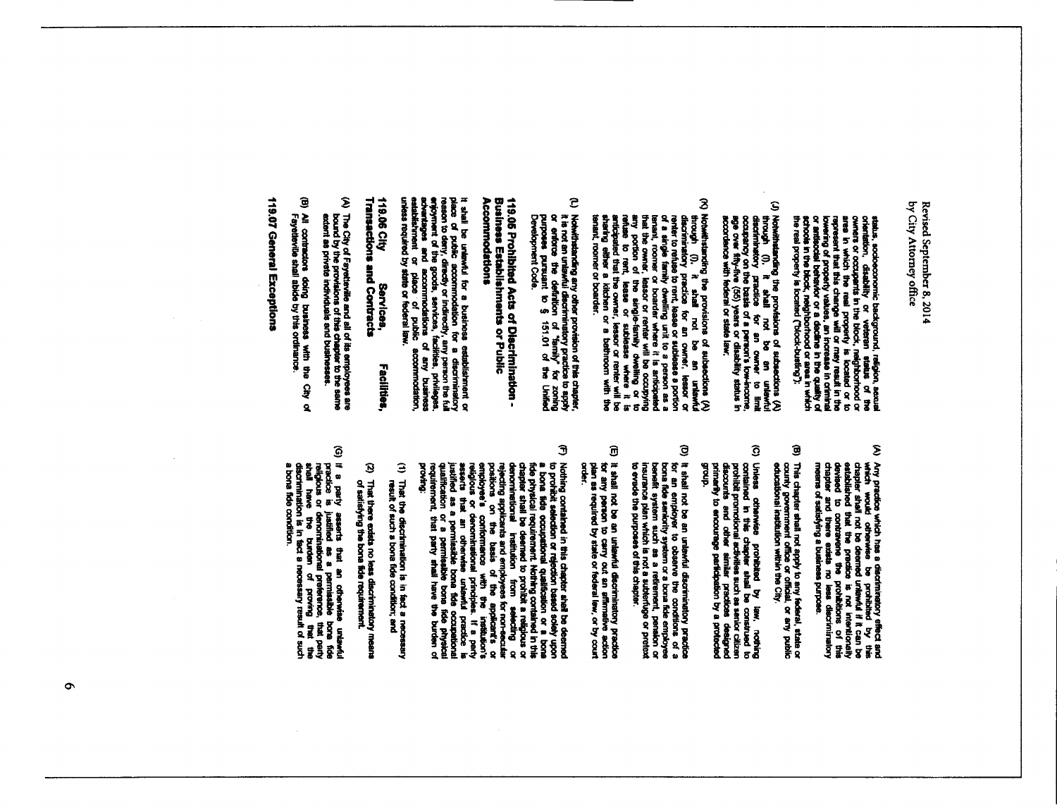status, socioeconomic background, religion, sexual orientation, disability or veteran status of the owners or occupants in the block, neighborhood or area in which the real property is located or to represent that this change will or may result in the lowering of property values, an increase in criminal or antisocial behavior or a decline in the quality of schools in the block, neighborhood or area in which the real property is located ("block-busting");

(J) Notwithstanding the provisions of subsections (A) through (I), it shall not be an unlawful discriminatory practice for an owner to limit occupancy on the basis of a person's low-income, age over fifty-five (55) years or disability status in accordance with federal or state law.

(K) Notwithstanding the provisions of subsections (A) through (I), it shall not be an unlawful discriminatory practice for an owner, lessor or renter to refuse to rent, lease or sublease a portion of a single family dwelling unit to a person as a tenant, roomer or boarder where it is anticipated that the owner, lessor or renter will be occupying any portion of the single-family dwelling or to refuse to rent, lease or sublease where it is anticipated that the owner, lessor or renter will be sharing either a kitchen or a bathroom with the tenant, roomer or boarder.

(L) Notwithstanding any other provision of this chapter, it is not an unlawful discriminatory practice to apply or enforce the definition of "family" for zoning purposes pursuant to § 151.01 of the Unified Development Code.

## 119.05 Prohibited Acts of Discrimination - Business Establishments or Public Accommodations

It shall be unlawful for a business establishment or place of public accommodation for a discriminatory reason to deny, directly or indirectly, any person the full enjoyment of the goods, services, facilities, privileges, advantages and accommodations of any business establishment or place of public accommodation, unless required by state or federal law.

## 119.06 City Services, Facilities, Transactions and Contracts

(A) The City of Fayetteville and all of its employees are bound by the provisions of this chapter to the same extent as private individuals and businesses.

(B) All contractors doing business with the City of Fayetteville shall abide by this ordinance.

## 119.07 General Exceptions

(A) Any practice which has a discriminatory effect and which would otherwise be prohibited by this chapter shall not be deemed unlawful if it can be established that the practice is not intentionally devised to contravene the prohibitions of this chapter and there exists no less discriminatory means of satisfying a business purpose.

(B) This chapter shall not apply to any federal, state or county government office or official, or any public educational institution within the City.

(C) Unless otherwise prohibited by law, nothing contained in this chapter shall be construed to prohibit promotional activities such as senior citizen discounts and other similar practices designed primarily to encourage participation by a protected group.

(D) It shall not be an unlawful discriminatory practice for an employer to observe the conditions of a bona fide seniority system or a bona fide employee benefit system such as a retirement, pension or insurance plan which is not a subterfuge or pretext to evade the purposes of this chapter.

(E) It shall not be an unlawful discriminatory practice for any person to carry out an affirmative action plan as required by state or federal law, or by court order.

(F) Nothing contained in this chapter shall be deemed to prohibit selection or rejection based solely upon a bona fide occupational qualification or a bona fide physical requirement. Nothing contained in this chapter shall be deemed to prohibit a religious or denominational institution from selecting or rejecting applicants and employees for non-secular positions on the basis of the applicant's or employee's conformance with the institution's religious or denominational principles. If a party asserts that an otherwise unlawful practice is justified as a permissible bona fide occupational qualification or a permissible bona fide physical requirement, that party shall have the burden of proving:

(1) That the discrimination is in fact a necessary result of such a bona fide condition; and

(2) That there exists no less discriminatory means of satisfying the bona fide requirement.

(G) If a party asserts that an otherwise unlawful practice is justified as a permissible bona fide religious or denominational preference, that party shall have the burden of proving that the discrimination is in fact a necessary result of such a bona fide condition.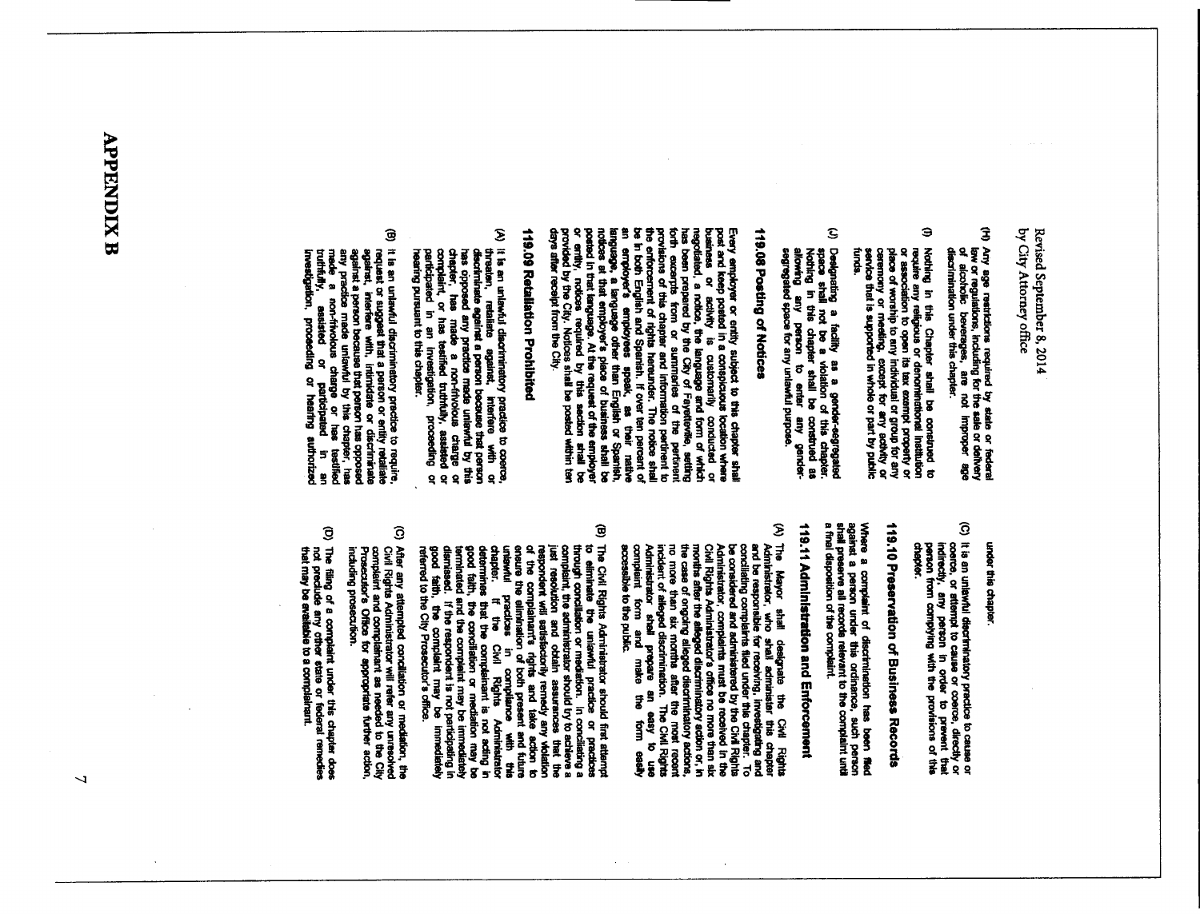Revised September 8, 2014
by City Attorney office

(H) Any age restrictions required by state or federal law or regulations, including for the sale or delivery of alcoholic beverages, are not improper age discrimination under this chapter.

(I) Nothing in this Chapter shall be construed to require any religious or denominational institution or association to open its tax exempt property or place of worship to any individual or group for any ceremony or meeting, except for any activity or service that is supported in whole or part by public funds.

(J) Designating a facility as a gender-segregated space shall not be a violation of this chapter. Nothing in this chapter shall be construed as allowing any person to enter any gender-segregated space for any unlawful purpose.

## 119.08 Posting of Notices

Every employer or entity subject to this chapter shall post and keep posted in a conspicuous location where business or activity is customarily conducted or negotiated, a notice, the language and form of which has been prepared by the City of Fayetteville, setting forth excerpts from or summaries of the pertinent provisions of this chapter and information pertinent to the enforcement of rights hereunder. The notice shall be in both English and Spanish. If over ten percent of an employer's employees speak, as their native language, a language other than English or Spanish, notices at that employer's place of business shall be posted in that language. At the request of the employer or entity, notices required by this section shall be provided by the City. Notices shall be posted within ten days after receipt from the City.

## 119.09 Retaliation Prohibited

(A) It is an unlawful discriminatory practice to coerce, threaten, retaliate against, interfere with or discriminate against a person because that person has opposed any practice made unlawful by this chapter, has made a non-frivolous charge or complaint, or has testified truthfully, assisted or participated in an investigation, proceeding or hearing pursuant to this chapter.

(B) It is an unlawful discriminatory practice to require, request or suggest that a person or entity retaliate against, interfere with, intimidate or discriminate against a person because that person has opposed any practice made unlawful by this chapter, has made a non-frivolous charge or has testified truthfully, assisted or participated in an investigation, proceeding or hearing authorized under this chapter.

(C) It is an unlawful discriminatory practice to cause or coerce, or attempt to cause or coerce, directly or indirectly, any person in order to prevent that person from complying with the provisions of this chapter.

## 119.10 Preservation of Business Records

Where a complaint of discrimination has been filed against a person under this ordinance, such person shall preserve all records relevant to the complaint until a final disposition of the complaint.

## 119.11 Administration and Enforcement

(A) The Mayor shall designate the Civil Rights Administrator, who shall administer this chapter and be responsible for receiving, investigating and conciliating complaints filed under this chapter. To be considered and administered by the Civil Rights Administrator, complaints must be received in the Civil Rights Administrator's office no more than six months after the alleged discriminatory action or, in the case of ongoing alleged discriminatory actions, no more than six months after the most recent incident of alleged discrimination. The Civil Rights Administrator shall prepare an easy to use complaint form and make the form easily accessible to the public.

(B) The Civil Rights Administrator should first attempt to eliminate the unlawful practice or practices through conciliation or mediation. In conciliating a complaint, the administrator should try to achieve a just resolution and obtain assurances that the respondent will satisfactorily remedy any violation of the complainant's rights and take action to ensure the elimination of both present and future unlawful practices in compliance with this chapter. If the Civil Rights Administrator determines that the complainant is not acting in good faith, the conciliation or mediation may be terminated and the complaint may be immediately dismissed. If the respondent is not participating in good faith, the complaint may be immediately referred to the City Prosecutor's office.

(C) After any attempted conciliation or mediation, the Civil Rights Administrator will refer any unresolved complaint and complainant as needed to the City Prosecutor's Office for appropriate further action, including prosecution.

(D) The filing of a complaint under this chapter does not preclude any other state or federal remedies that may be available to a complainant.

# APPENDIX B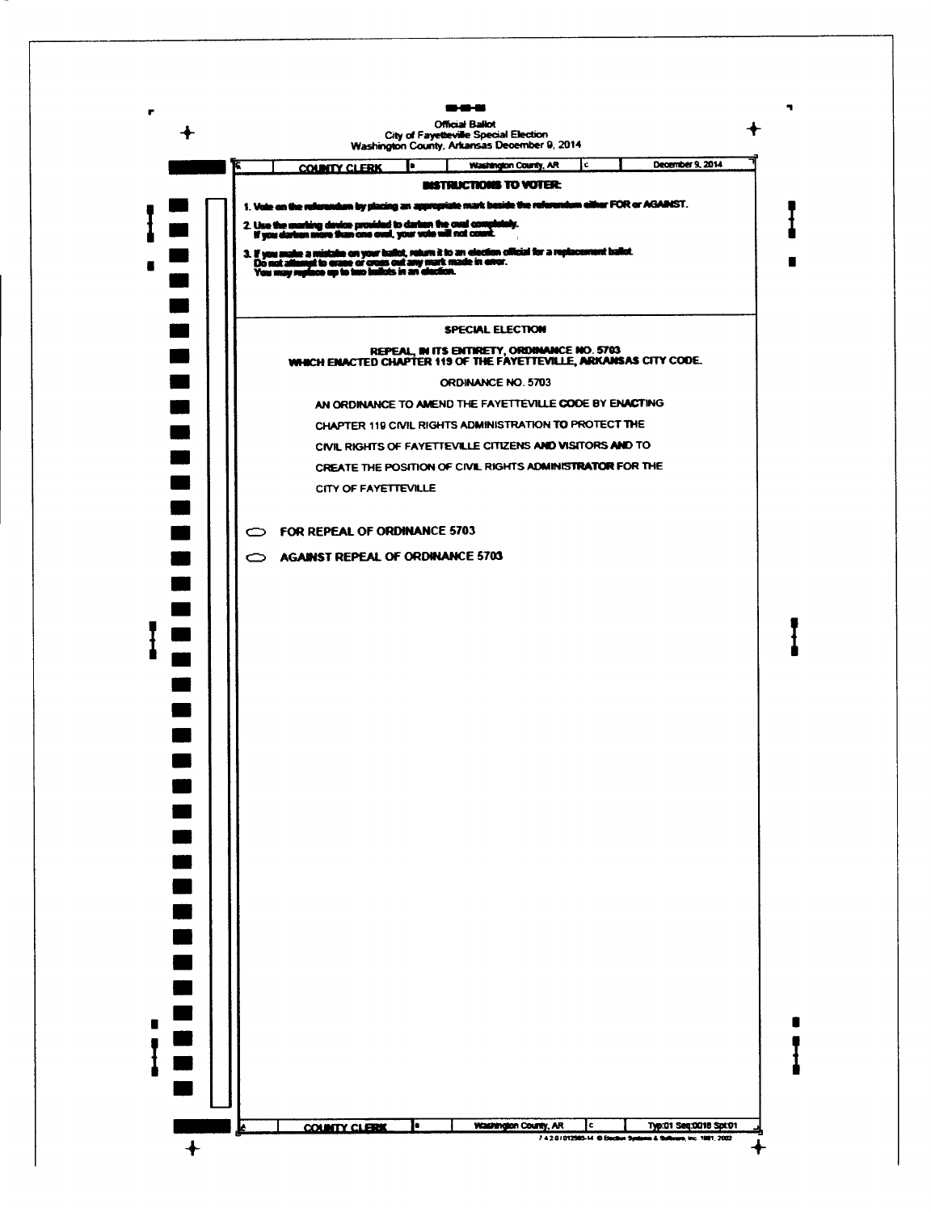Official Ballot
City of Fayetteville Special Election
Washington County, Arkansas December 9, 2014

| | | | | | |
|---|---|---|---|---|---|
| A | COUNTY CLERK | B | Washington County, AR | C | December 9, 2014 |

**INSTRUCTIONS TO VOTER:**

1. Vote on the referendum by placing an appropriate mark beside the referendum either FOR or AGAINST.
2. Use the marking device provided to darken the oval completely.
   If you darken more than one oval, your vote will not count.
3. If you make a mistake on your ballot, return it to an election official for a replacement ballot.
   Do not attempt to erase or cross out any mark made in error.
   You may replace up to two ballots in an election.

SPECIAL ELECTION

**REPEAL, IN ITS ENTIRETY, ORDINANCE NO. 5703**
**WHICH ENACTED CHAPTER 119 OF THE FAYETTEVILLE, ARKANSAS CITY CODE.**

ORDINANCE NO. 5703

AN ORDINANCE TO AMEND THE FAYETTEVILLE CODE BY ENACTING CHAPTER 119 CIVIL RIGHTS ADMINISTRATION TO PROTECT THE CIVIL RIGHTS OF FAYETTEVILLE CITIZENS AND VISITORS AND TO CREATE THE POSITION OF CIVIL RIGHTS ADMINISTRATOR FOR THE CITY OF FAYETTEVILLE

- ⬭ **FOR REPEAL OF ORDINANCE 5703**
- ⬭ **AGAINST REPEAL OF ORDINANCE 5703**

| | | | | | |
|---|---|---|---|---|---|
| A | COUNTY CLERK | B | Washington County, AR | C | Typ:01 Seq:0018 Spl:01 |

7.4.2.0 / 012593-14 © Election Systems & Software, Inc. 1981, 2002